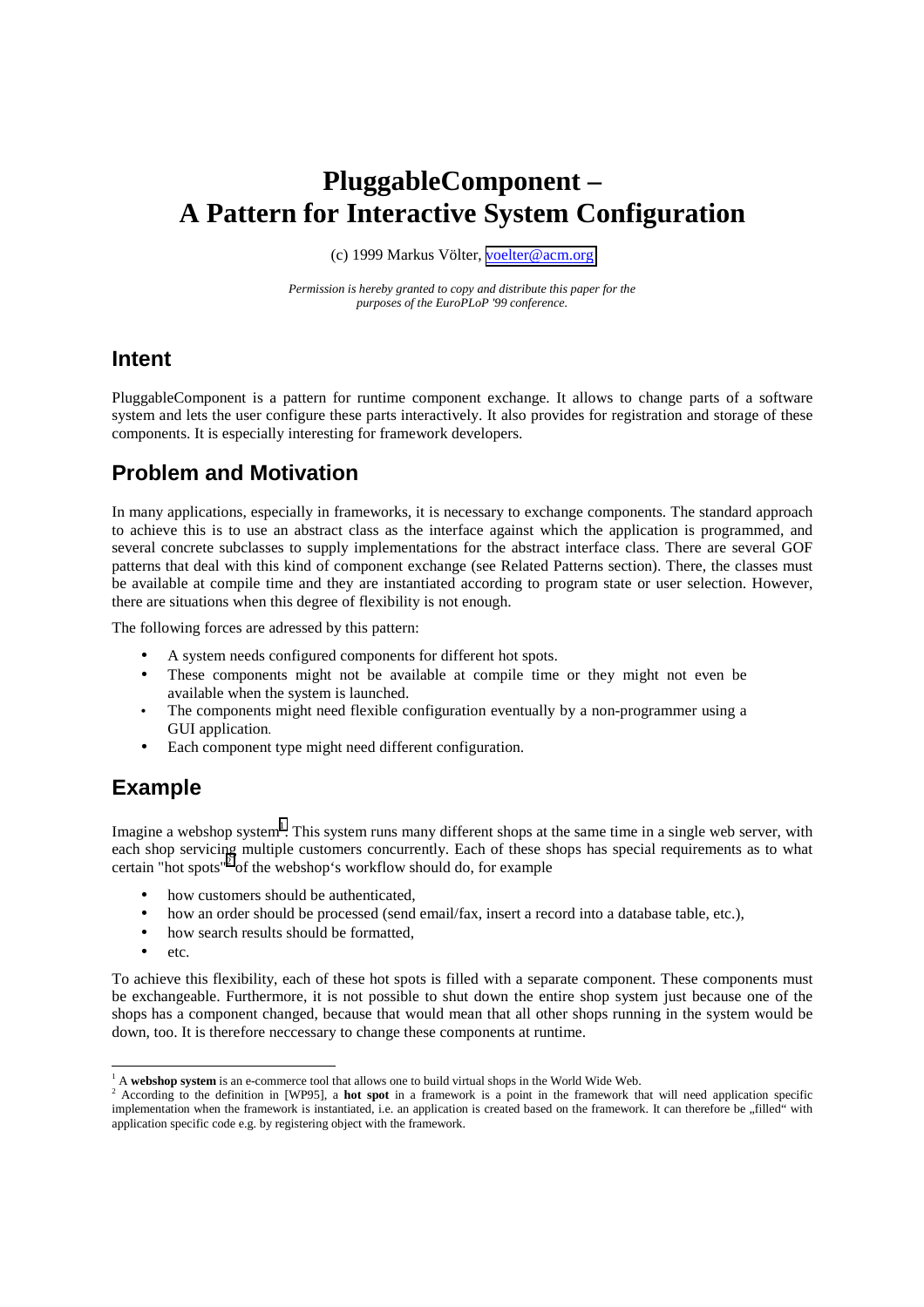# PluggableComponent – A Pattern for Interactive System Configuration

(c) 1999 Markus Völter, voelter@acm.org

*Permission is hereby granted to copy and distribute this paper for the purposes of the EuroPLoP '99 conference.*

## Intent

PluggableComponent is a pattern for runtime component exchange. It allows to change parts of a software system and lets the user configure these parts interactively. It also provides for registration and storage of these components. It is especially interesting for framework developers.

## Problem and Motivation

In many applications, especially in frameworks, it is necessary to exchange components. The standard approach to achieve this is to use an abstract class as the interface against which the application is programmed, and several concrete subclasses to supply implementations for the abstract interface class. There are several GOF patterns that deal with this kind of component exchange (see Related Patterns section). There, the classes must be available at compile time and they are instantiated according to program state or user selection. However, there are situations when this degree of flexibility is not enough.

The following forces are adressed by this pattern:

- A system needs configured components for different hot spots.
- These components might not be available at compile time or they might not even be available when the system is launched.
- The components might need flexible configuration eventually by a non-programmer using a GUI application.
- Each component type might need different configuration.

## Example

Imagine a webshop system[1]. This system runs many different shops at the same time in a single web server, with each shop servicing multiple customers concurrently. Each of these shops has special requirements as to what certain "hot spots"[2] of the webshop‘s workflow should do, for example

- how customers should be authenticated,
- how an order should be processed (send email/fax, insert a record into a database table, etc.),
- how search results should be formatted,
- etc.

To achieve this flexibility, each of these hot spots is filled with a separate component. These components must be exchangeable. Furthermore, it is not possible to shut down the entire shop system just because one of the shops has a component changed, because that would mean that all other shops running in the system would be down, too. It is therefore neccessary to change these components at runtime.

---

[1] A **webshop system** is an e-commerce tool that allows one to build virtual shops in the World Wide Web.

[2] According to the definition in [WP95], a **hot spot** in a framework is a point in the framework that will need application specific implementation when the framework is instantiated, i.e. an application is created based on the framework. It can therefore be „filled“ with application specific code e.g. by registering object with the framework.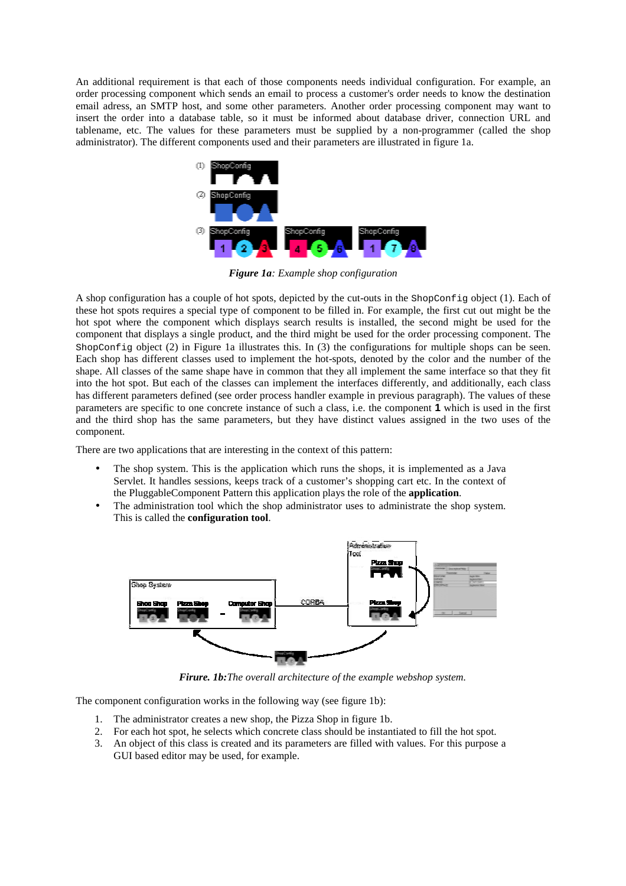An additional requirement is that each of those components needs individual configuration. For example, an order processing component which sends an email to process a customer's order needs to know the destination email adress, an SMTP host, and some other parameters. Another order processing component may want to insert the order into a database table, so it must be informed about database driver, connection URL and tablename, etc. The values for these parameters must be supplied by a non-programmer (called the shop administrator). The different components used and their parameters are illustrated in figure 1a.

***Figure 1a**: Example shop configuration*

A shop configuration has a couple of hot spots, depicted by the cut-outs in the `ShopConfig` object (1). Each of these hot spots requires a special type of component to be filled in. For example, the first cut out might be the hot spot where the component which displays search results is installed, the second might be used for the component that displays a single product, and the third might be used for the order processing component. The `ShopConfig` object (2) in Figure 1a illustrates this. In (3) the configurations for multiple shops can be seen. Each shop has different classes used to implement the hot-spots, denoted by the color and the number of the shape. All classes of the same shape have in common that they all implement the same interface so that they fit into the hot spot. But each of the classes can implement the interfaces differently, and additionally, each class has different parameters defined (see order process handler example in previous paragraph). The values of these parameters are specific to one concrete instance of such a class, i.e. the component **1** which is used in the first and the third shop has the same parameters, but they have distinct values assigned in the two uses of the component.

There are two applications that are interesting in the context of this pattern:

- The shop system. This is the application which runs the shops, it is implemented as a Java Servlet. It handles sessions, keeps track of a customer's shopping cart etc. In the context of the PluggableComponent Pattern this application plays the role of the **application**.
- The administration tool which the shop administrator uses to administrate the shop system. This is called the **configuration tool**.

***Firure. 1b:** The overall architecture of the example webshop system.*

The component configuration works in the following way (see figure 1b):

1. The administrator creates a new shop, the Pizza Shop in figure 1b.
2. For each hot spot, he selects which concrete class should be instantiated to fill the hot spot.
3. An object of this class is created and its parameters are filled with values. For this purpose a GUI based editor may be used, for example.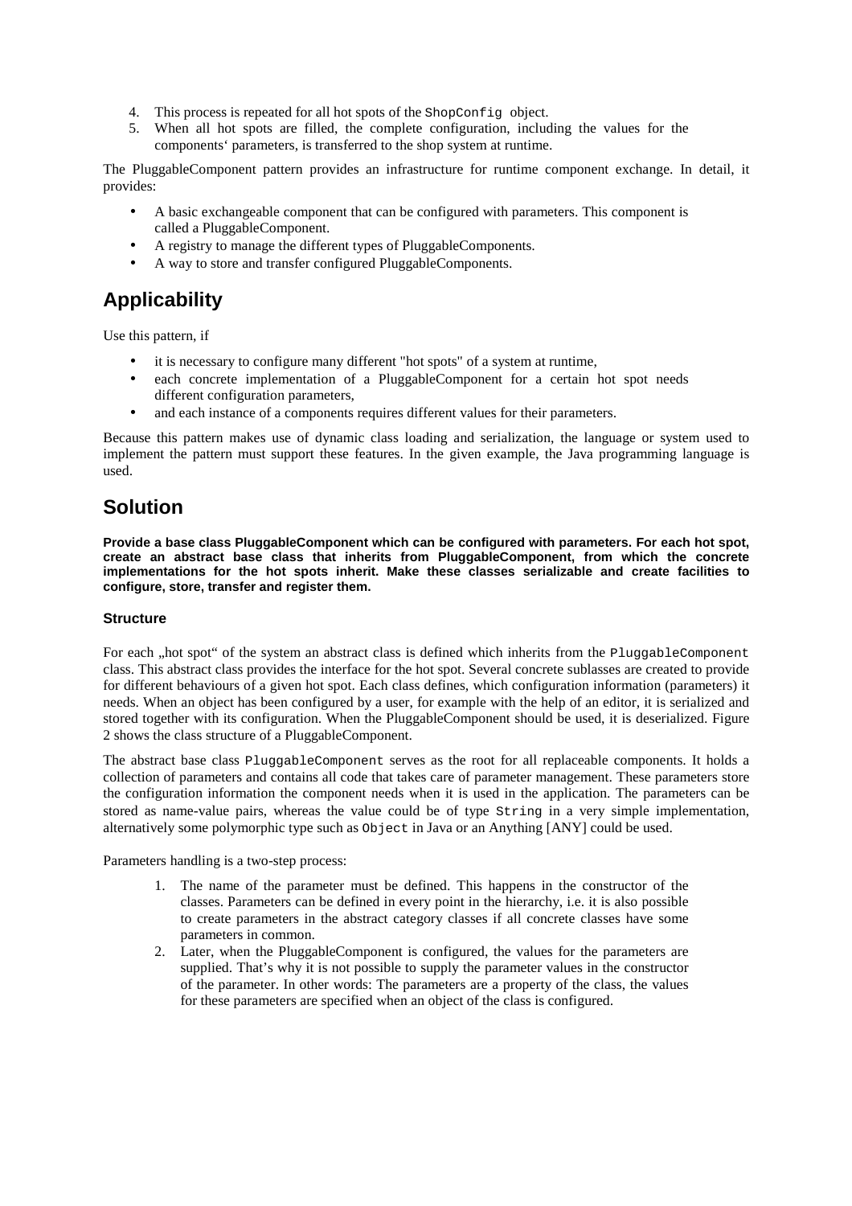4. This process is repeated for all hot spots of the `ShopConfig` object.
5. When all hot spots are filled, the complete configuration, including the values for the components' parameters, is transferred to the shop system at runtime.

The PluggableComponent pattern provides an infrastructure for runtime component exchange. In detail, it provides:

- A basic exchangeable component that can be configured with parameters. This component is called a PluggableComponent.
- A registry to manage the different types of PluggableComponents.
- A way to store and transfer configured PluggableComponents.

## Applicability

Use this pattern, if

- it is necessary to configure many different "hot spots" of a system at runtime,
- each concrete implementation of a PluggableComponent for a certain hot spot needs different configuration parameters,
- and each instance of a components requires different values for their parameters.

Because this pattern makes use of dynamic class loading and serialization, the language or system used to implement the pattern must support these features. In the given example, the Java programming language is used.

## Solution

**Provide a base class PluggableComponent which can be configured with parameters. For each hot spot, create an abstract base class that inherits from PluggableComponent, from which the concrete implementations for the hot spots inherit. Make these classes serializable and create facilities to configure, store, transfer and register them.**

### Structure

For each „hot spot" of the system an abstract class is defined which inherits from the `PluggableComponent` class. This abstract class provides the interface for the hot spot. Several concrete sublasses are created to provide for different behaviours of a given hot spot. Each class defines, which configuration information (parameters) it needs. When an object has been configured by a user, for example with the help of an editor, it is serialized and stored together with its configuration. When the PluggableComponent should be used, it is deserialized. Figure 2 shows the class structure of a PluggableComponent.

The abstract base class `PluggableComponent` serves as the root for all replaceable components. It holds a collection of parameters and contains all code that takes care of parameter management. These parameters store the configuration information the component needs when it is used in the application. The parameters can be stored as name-value pairs, whereas the value could be of type `String` in a very simple implementation, alternatively some polymorphic type such as `Object` in Java or an Anything [ANY] could be used.

Parameters handling is a two-step process:

1. The name of the parameter must be defined. This happens in the constructor of the classes. Parameters can be defined in every point in the hierarchy, i.e. it is also possible to create parameters in the abstract category classes if all concrete classes have some parameters in common.
2. Later, when the PluggableComponent is configured, the values for the parameters are supplied. That's why it is not possible to supply the parameter values in the constructor of the parameter. In other words: The parameters are a property of the class, the values for these parameters are specified when an object of the class is configured.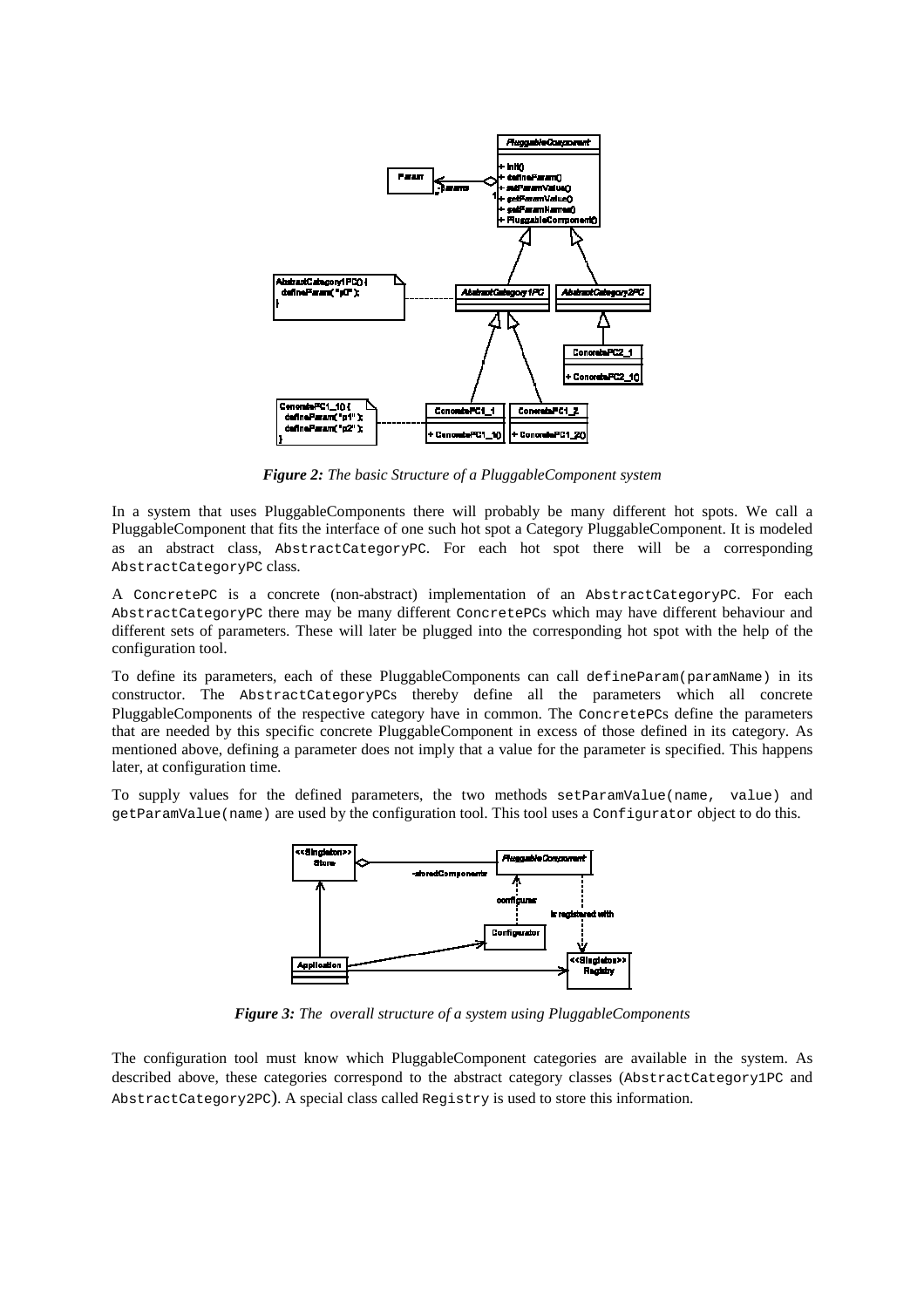*Figure 2: The basic Structure of a PluggableComponent system*

In a system that uses PluggableComponents there will probably be many different hot spots. We call a PluggableComponent that fits the interface of one such hot spot a Category PluggableComponent. It is modeled as an abstract class, `AbstractCategoryPC`. For each hot spot there will be a corresponding `AbstractCategoryPC` class.

A `ConcretePC` is a concrete (non-abstract) implementation of an `AbstractCategoryPC`. For each `AbstractCategoryPC` there may be many different `ConcretePC`s which may have different behaviour and different sets of parameters. These will later be plugged into the corresponding hot spot with the help of the configuration tool.

To define its parameters, each of these PluggableComponents can call `defineParam(paramName)` in its constructor. The `AbstractCategoryPC`s thereby define all the parameters which all concrete PluggableComponents of the respective category have in common. The `ConcretePC`s define the parameters that are needed by this specific concrete PluggableComponent in excess of those defined in its category. As mentioned above, defining a parameter does not imply that a value for the parameter is specified. This happens later, at configuration time.

To supply values for the defined parameters, the two methods `setParamValue(name, value)` and `getParamValue(name)` are used by the configuration tool. This tool uses a `Configurator` object to do this.

*Figure 3: The overall structure of a system using PluggableComponents*

The configuration tool must know which PluggableComponent categories are available in the system. As described above, these categories correspond to the abstract category classes (`AbstractCategory1PC` and `AbstractCategory2PC`). A special class called `Registry` is used to store this information.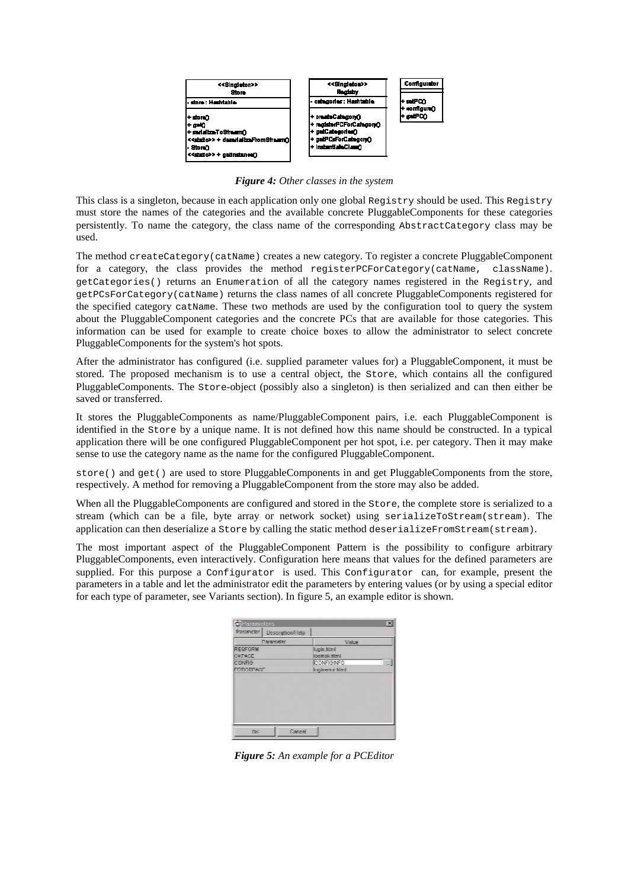*Figure 4: Other classes in the system*

This class is a singleton, because in each application only one global `Registry` should be used. This `Registry` must store the names of the categories and the available concrete PluggableComponents for these categories persistently. To name the category, the class name of the corresponding `AbstractCategory` class may be used.

The method `createCategory(catName)` creates a new category. To register a concrete PluggableComponent for a category, the class provides the method `registerPCForCategory(catName, className)`. `getCategories()` returns an `Enumeration` of all the category names registered in the `Registry`, and `getPCsForCategory(catName)` returns the class names of all concrete PluggableComponents registered for the specified category `catName`. These two methods are used by the configuration tool to query the system about the PluggableComponent categories and the concrete PCs that are available for those categories. This information can be used for example to create choice boxes to allow the administrator to select concrete PluggableComponents for the system's hot spots.

After the administrator has configured (i.e. supplied parameter values for) a PluggableComponent, it must be stored. The proposed mechanism is to use a central object, the `Store`, which contains all the configured PluggableComponents. The `Store`-object (possibly also a singleton) is then serialized and can then either be saved or transferred.

It stores the PluggableComponents as name/PluggableComponent pairs, i.e. each PluggableComponent is identified in the `Store` by a unique name. It is not defined how this name should be constructed. In a typical application there will be one configured PluggableComponent per hot spot, i.e. per category. Then it may make sense to use the category name as the name for the configured PluggableComponent.

`store()` and `get()` are used to store PluggableComponents in and get PluggableComponents from the store, respectively. A method for removing a PluggableComponent from the store may also be added.

When all the PluggableComponents are configured and stored in the `Store`, the complete store is serialized to a stream (which can be a file, byte array or network socket) using `serializeToStream(stream)`. The application can then deserialize a `Store` by calling the static method `deserializeFromStream(stream)`.

The most important aspect of the PluggableComponent Pattern is the possibility to configure arbitrary PluggableComponents, even interactively. Configuration here means that values for the defined parameters are supplied. For this purpose a `Configurator` is used. This `Configurator` can, for example, present the parameters in a table and let the administrator edit the parameters by entering values (or by using a special editor for each type of parameter, see Variants section). In figure 5, an example editor is shown.

*Figure 5: An example for a PCEditor*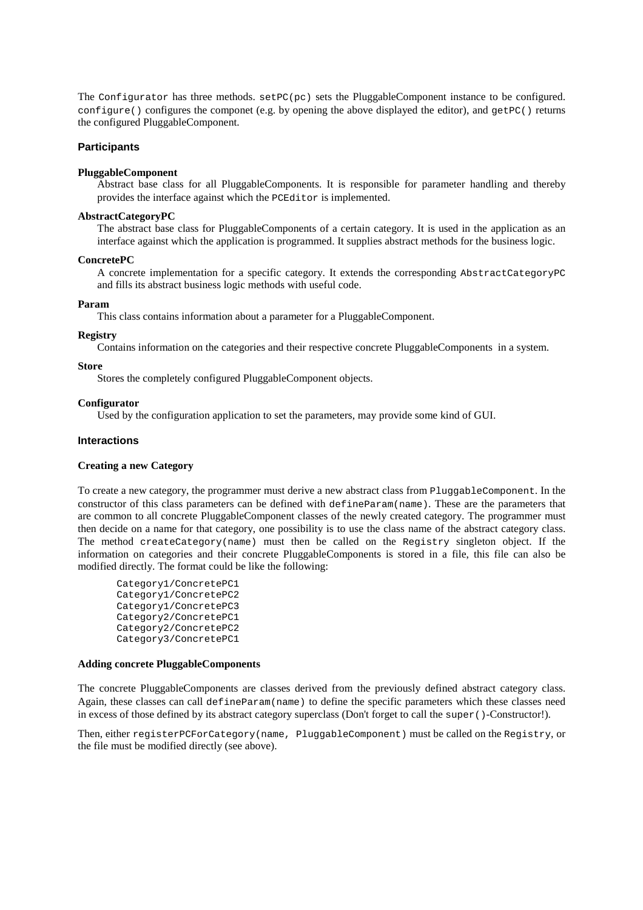The `Configurator` has three methods. `setPC(pc)` sets the PluggableComponent instance to be configured. `configure()` configures the componet (e.g. by opening the above displayed the editor), and `getPC()` returns the configured PluggableComponent.

### Participants

**PluggableComponent**

Abstract base class for all PluggableComponents. It is responsible for parameter handling and thereby provides the interface against which the `PCEditor` is implemented.

**AbstractCategoryPC**

The abstract base class for PluggableComponents of a certain category. It is used in the application as an interface against which the application is programmed. It supplies abstract methods for the business logic.

**ConcretePC**

A concrete implementation for a specific category. It extends the corresponding `AbstractCategoryPC` and fills its abstract business logic methods with useful code.

**Param**

This class contains information about a parameter for a PluggableComponent.

**Registry**

Contains information on the categories and their respective concrete PluggableComponents in a system.

**Store**

Stores the completely configured PluggableComponent objects.

**Configurator**

Used by the configuration application to set the parameters, may provide some kind of GUI.

### Interactions

**Creating a new Category**

To create a new category, the programmer must derive a new abstract class from `PluggableComponent`. In the constructor of this class parameters can be defined with `defineParam(name)`. These are the parameters that are common to all concrete PluggableComponent classes of the newly created category. The programmer must then decide on a name for that category, one possibility is to use the class name of the abstract category class. The method `createCategory(name)` must then be called on the `Registry` singleton object. If the information on categories and their concrete PluggableComponents is stored in a file, this file can also be modified directly. The format could be like the following:

```
Category1/ConcretePC1
Category1/ConcretePC2
Category1/ConcretePC3
Category2/ConcretePC1
Category2/ConcretePC2
Category3/ConcretePC1
```

**Adding concrete PluggableComponents**

The concrete PluggableComponents are classes derived from the previously defined abstract category class. Again, these classes can call `defineParam(name)` to define the specific parameters which these classes need in excess of those defined by its abstract category superclass (Don't forget to call the `super()`-Constructor!).

Then, either `registerPCForCategory(name, PluggableComponent)` must be called on the `Registry`, or the file must be modified directly (see above).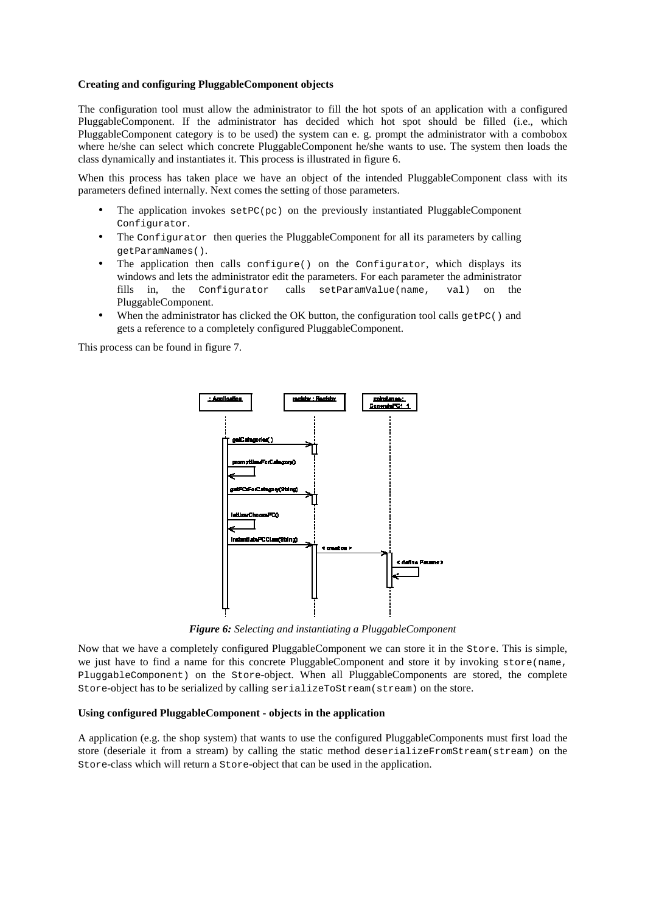**Creating and configuring PluggableComponent objects**

The configuration tool must allow the administrator to fill the hot spots of an application with a configured PluggableComponent. If the administrator has decided which hot spot should be filled (i.e., which PluggableComponent category is to be used) the system can e. g. prompt the administrator with a combobox where he/she can select which concrete PluggableComponent he/she wants to use. The system then loads the class dynamically and instantiates it. This process is illustrated in figure 6.

When this process has taken place we have an object of the intended PluggableComponent class with its parameters defined internally. Next comes the setting of those parameters.

- The application invokes `setPC(pc)` on the previously instantiated PluggableComponent `Configurator`.
- The `Configurator` then queries the PluggableComponent for all its parameters by calling `getParamNames()`.
- The application then calls `configure()` on the `Configurator`, which displays its windows and lets the administrator edit the parameters. For each parameter the administrator fills in, the `Configurator` calls `setParamValue(name, val)` on the PluggableComponent.
- When the administrator has clicked the OK button, the configuration tool calls `getPC()` and gets a reference to a completely configured PluggableComponent.

This process can be found in figure 7.

***Figure 6:*** *Selecting and instantiating a PluggableComponent*

Now that we have a completely configured PluggableComponent we can store it in the `Store`. This is simple, we just have to find a name for this concrete PluggableComponent and store it by invoking `store(name, PluggableComponent)` on the `Store`-object. When all PluggableComponents are stored, the complete `Store`-object has to be serialized by calling `serializeToStream(stream)` on the store.

**Using configured PluggableComponent - objects in the application**

A application (e.g. the shop system) that wants to use the configured PluggableComponents must first load the store (deseriale it from a stream) by calling the static method `deserializeFromStream(stream)` on the `Store`-class which will return a `Store`-object that can be used in the application.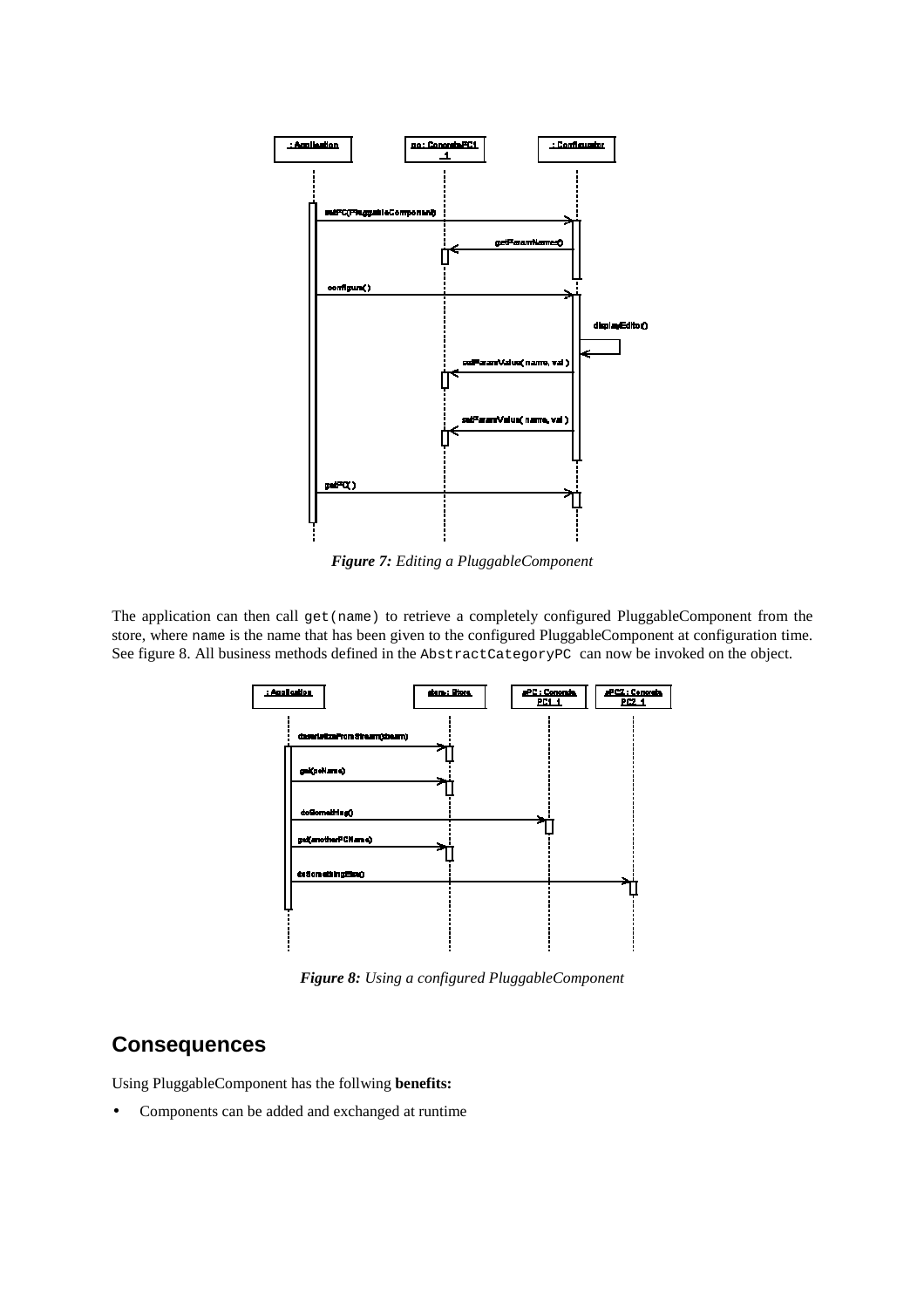*Figure 7:* *Editing a PluggableComponent*

The application can then call `get(name)` to retrieve a completely configured PluggableComponent from the store, where `name` is the name that has been given to the configured PluggableComponent at configuration time. See figure 8. All business methods defined in the `AbstractCategoryPC` can now be invoked on the object.

*Figure 8:* *Using a configured PluggableComponent*

## Consequences

Using PluggableComponent has the follwing **benefits:**

- Components can be added and exchanged at runtime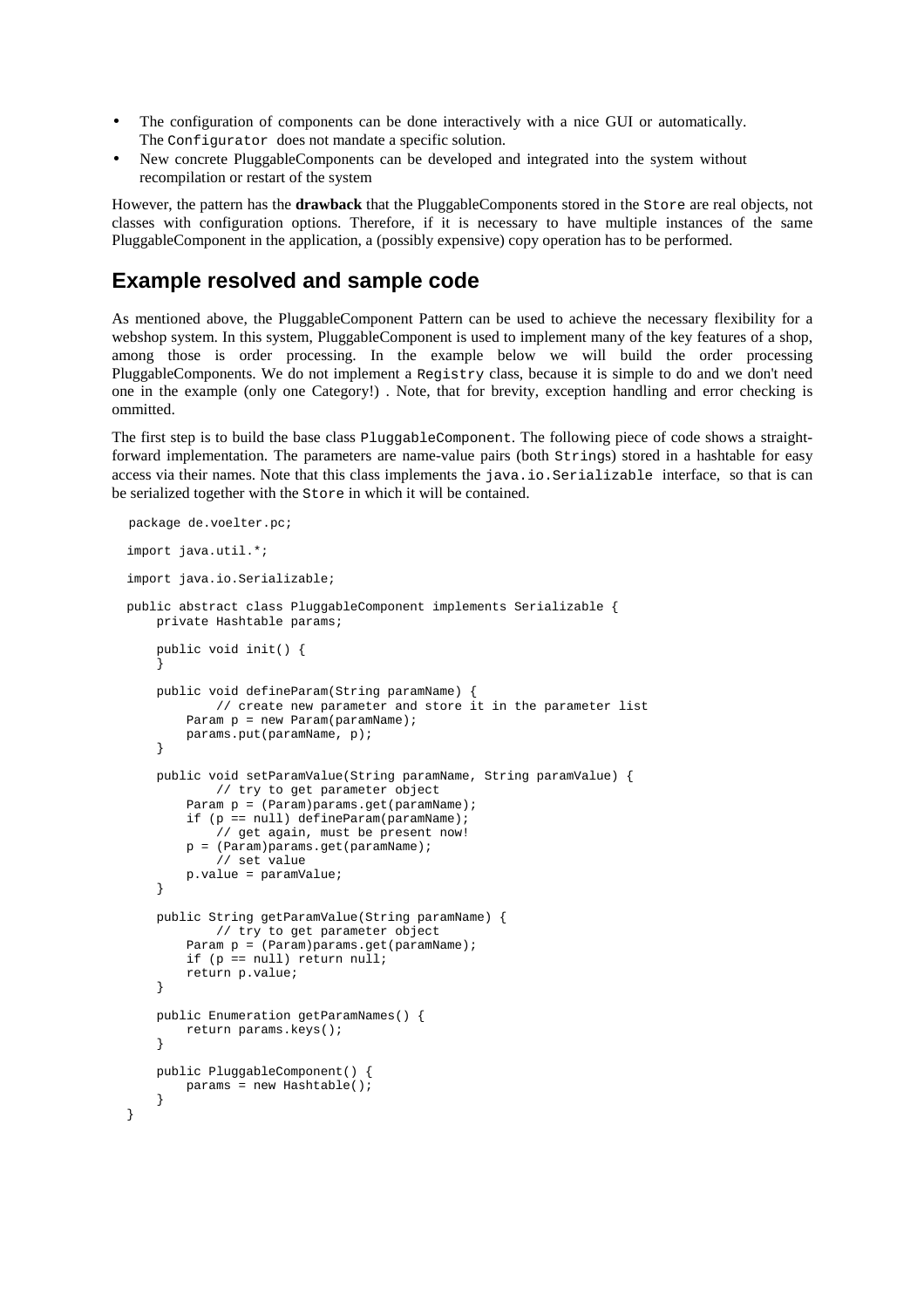- The configuration of components can be done interactively with a nice GUI or automatically. The `Configurator` does not mandate a specific solution.
- New concrete PluggableComponents can be developed and integrated into the system without recompilation or restart of the system

However, the pattern has the **drawback** that the PluggableComponents stored in the `Store` are real objects, not classes with configuration options. Therefore, if it is necessary to have multiple instances of the same PluggableComponent in the application, a (possibly expensive) copy operation has to be performed.

## Example resolved and sample code

As mentioned above, the PluggableComponent Pattern can be used to achieve the necessary flexibility for a webshop system. In this system, PluggableComponent is used to implement many of the key features of a shop, among those is order processing. In the example below we will build the order processing PluggableComponents. We do not implement a `Registry` class, because it is simple to do and we don't need one in the example (only one Category!) . Note, that for brevity, exception handling and error checking is ommitted.

The first step is to build the base class `PluggableComponent`. The following piece of code shows a straight-forward implementation. The parameters are name-value pairs (both `Strings`) stored in a hashtable for easy access via their names. Note that this class implements the `java.io.Serializable` interface, so that is can be serialized together with the `Store` in which it will be contained.

```
package de.voelter.pc;

import java.util.*;

import java.io.Serializable;

public abstract class PluggableComponent implements Serializable {
    private Hashtable params;

    public void init() {
    }

    public void defineParam(String paramName) {
            // create new parameter and store it in the parameter list
        Param p = new Param(paramName);
        params.put(paramName, p);
    }

    public void setParamValue(String paramName, String paramValue) {
            // try to get parameter object
        Param p = (Param)params.get(paramName);
        if (p == null) defineParam(paramName);
            // get again, must be present now!
        p = (Param)params.get(paramName);
            // set value
        p.value = paramValue;
    }

    public String getParamValue(String paramName) {
            // try to get parameter object
        Param p = (Param)params.get(paramName);
        if (p == null) return null;
        return p.value;
    }

    public Enumeration getParamNames() {
        return params.keys();
    }

    public PluggableComponent() {
        params = new Hashtable();
    }
}
```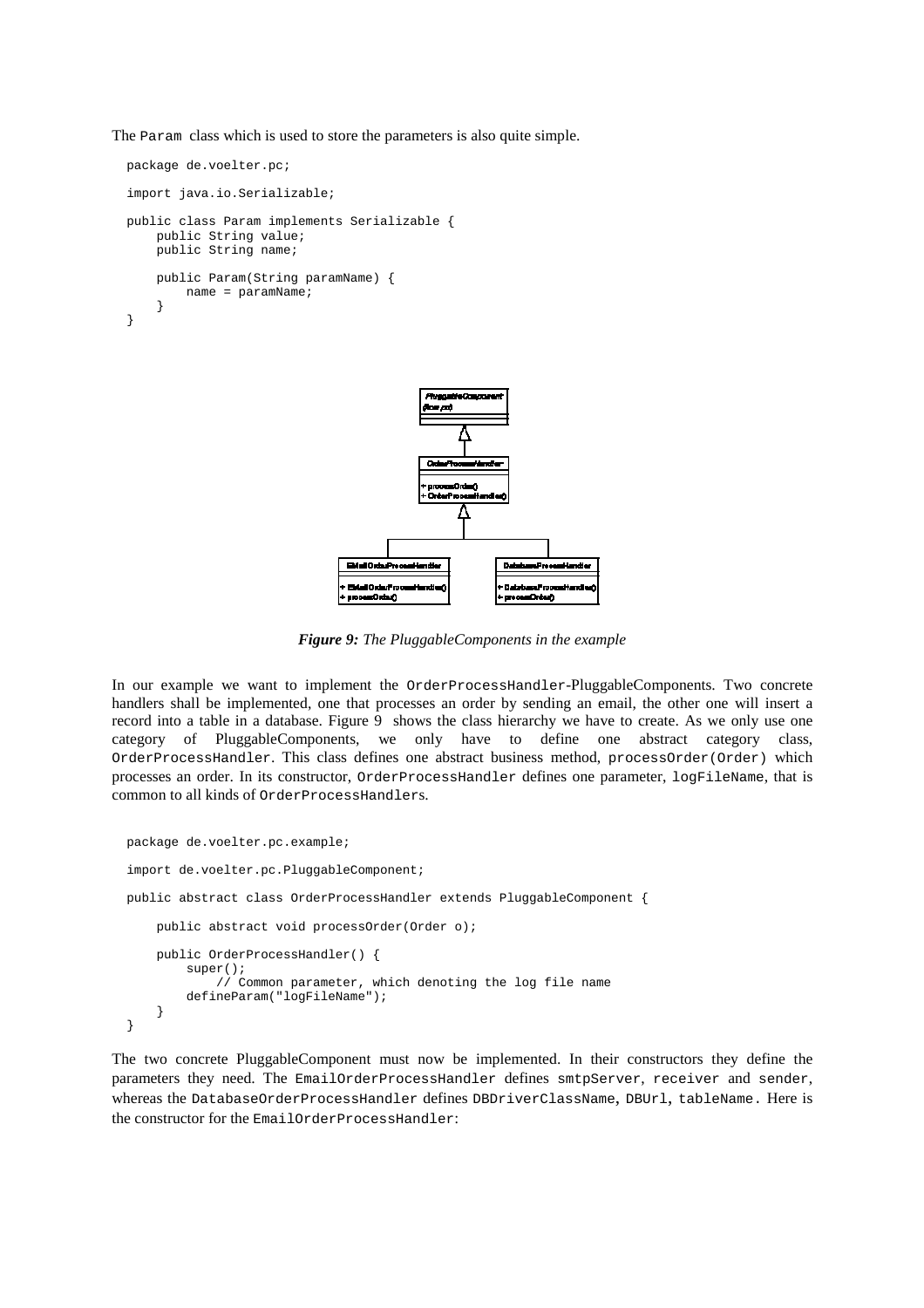The `Param` class which is used to store the parameters is also quite simple.

```
package de.voelter.pc;

import java.io.Serializable;

public class Param implements Serializable {
    public String value;
    public String name;

    public Param(String paramName) {
        name = paramName;
    }
}
```

***Figure 9:*** *The PluggableComponents in the example*

In our example we want to implement the `OrderProcessHandler`-PluggableComponents. Two concrete handlers shall be implemented, one that processes an order by sending an email, the other one will insert a record into a table in a database. Figure 9 shows the class hierarchy we have to create. As we only use one category of PluggableComponents, we only have to define one abstract category class, `OrderProcessHandler`. This class defines one abstract business method, `processOrder(Order)` which processes an order. In its constructor, `OrderProcessHandler` defines one parameter, `logFileName`, that is common to all kinds of `OrderProcessHandler`s.

```
package de.voelter.pc.example;

import de.voelter.pc.PluggableComponent;

public abstract class OrderProcessHandler extends PluggableComponent {

    public abstract void processOrder(Order o);

    public OrderProcessHandler() {
        super();
            // Common parameter, which denoting the log file name
        defineParam("logFileName");
    }
}
```

The two concrete PluggableComponent must now be implemented. In their constructors they define the parameters they need. The `EmailOrderProcessHandler` defines `smtpServer`, `receiver` and `sender`, whereas the `DatabaseOrderProcessHandler` defines `DBDriverClassName`, `DBUrl`, `tableName`. Here is the constructor for the `EmailOrderProcessHandler`: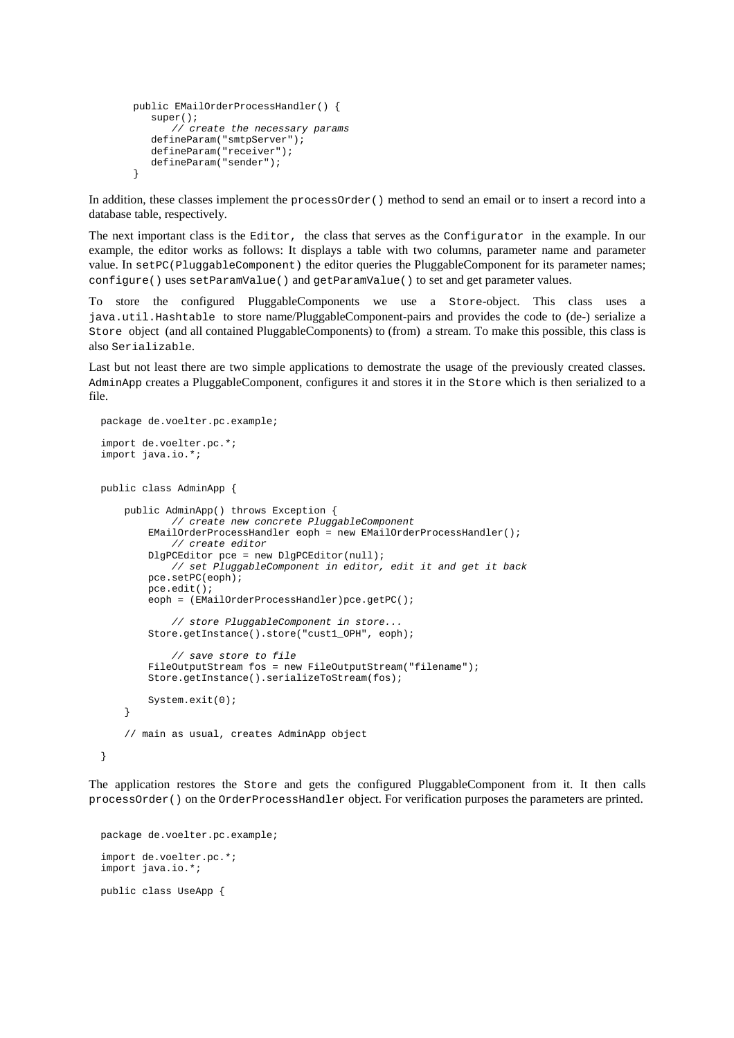```
public EMailOrderProcessHandler() {
    super();
        // create the necessary params
    defineParam("smtpServer");
    defineParam("receiver");
    defineParam("sender");
}
```

In addition, these classes implement the `processOrder()` method to send an email or to insert a record into a database table, respectively.

The next important class is the `Editor`, the class that serves as the `Configurator` in the example. In our example, the editor works as follows: It displays a table with two columns, parameter name and parameter value. In `setPC(PluggableComponent)` the editor queries the PluggableComponent for its parameter names; `configure()` uses `setParamValue()` and `getParamValue()` to set and get parameter values.

To store the configured PluggableComponents we use a `Store`-object. This class uses a `java.util.Hashtable` to store name/PluggableComponent-pairs and provides the code to (de-) serialize a `Store` object (and all contained PluggableComponents) to (from) a stream. To make this possible, this class is also `Serializable`.

Last but not least there are two simple applications to demostrate the usage of the previously created classes. `AdminApp` creates a PluggableComponent, configures it and stores it in the `Store` which is then serialized to a file.

```
package de.voelter.pc.example;

import de.voelter.pc.*;
import java.io.*;


public class AdminApp {

    public AdminApp() throws Exception {
            // create new concrete PluggableComponent
        EMailOrderProcessHandler eoph = new EMailOrderProcessHandler();
            // create editor
        DlgPCEditor pce = new DlgPCEditor(null);
            // set PluggableComponent in editor, edit it and get it back
        pce.setPC(eoph);
        pce.edit();
        eoph = (EMailOrderProcessHandler)pce.getPC();

            // store PluggableComponent in store...
        Store.getInstance().store("cust1_OPH", eoph);

            // save store to file
        FileOutputStream fos = new FileOutputStream("filename");
        Store.getInstance().serializeToStream(fos);

        System.exit(0);
    }

    // main as usual, creates AdminApp object

}
```

The application restores the `Store` and gets the configured PluggableComponent from it. It then calls `processOrder()` on the `OrderProcessHandler` object. For verification purposes the parameters are printed.

```
package de.voelter.pc.example;

import de.voelter.pc.*;
import java.io.*;

public class UseApp {
```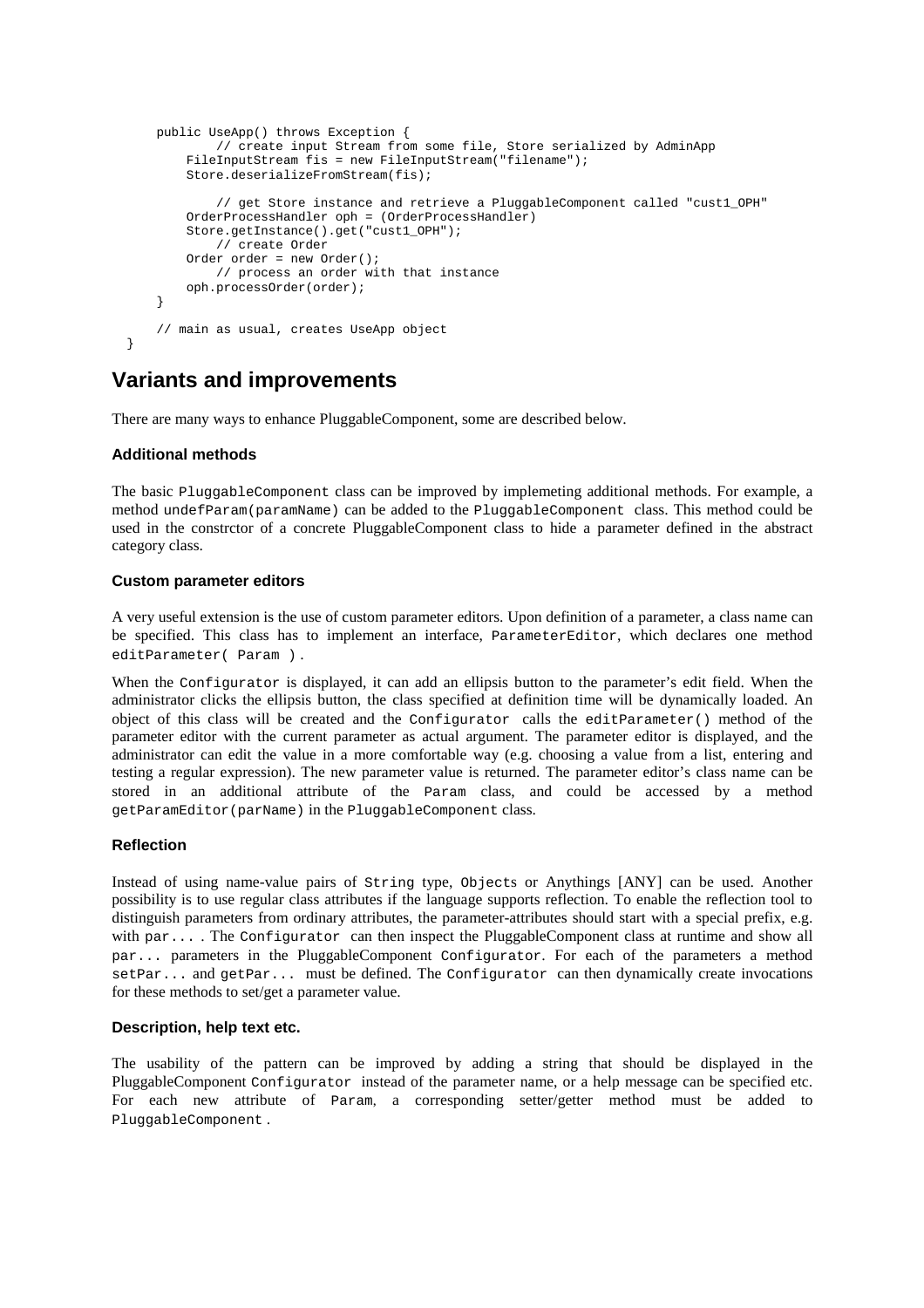```
    public UseApp() throws Exception {
            // create input Stream from some file, Store serialized by AdminApp
        FileInputStream fis = new FileInputStream("filename");
        Store.deserializeFromStream(fis);

            // get Store instance and retrieve a PluggableComponent called "cust1_OPH"
        OrderProcessHandler oph = (OrderProcessHandler)
        Store.getInstance().get("cust1_OPH");
            // create Order
        Order order = new Order();
            // process an order with that instance
        oph.processOrder(order);
    }

    // main as usual, creates UseApp object
}
```

## Variants and improvements

There are many ways to enhance PluggableComponent, some are described below.

### Additional methods

The basic `PluggableComponent` class can be improved by implemeting additional methods. For example, a method `undefParam(paramName)` can be added to the `PluggableComponent` class. This method could be used in the constrctor of a concrete PluggableComponent class to hide a parameter defined in the abstract category class.

### Custom parameter editors

A very useful extension is the use of custom parameter editors. Upon definition of a parameter, a class name can be specified. This class has to implement an interface, `ParameterEditor`, which declares one method `editParameter( Param )`.

When the `Configurator` is displayed, it can add an ellipsis button to the parameter's edit field. When the administrator clicks the ellipsis button, the class specified at definition time will be dynamically loaded. An object of this class will be created and the `Configurator` calls the `editParameter()` method of the parameter editor with the current parameter as actual argument. The parameter editor is displayed, and the administrator can edit the value in a more comfortable way (e.g. choosing a value from a list, entering and testing a regular expression). The new parameter value is returned. The parameter editor's class name can be stored in an additional attribute of the `Param` class, and could be accessed by a method `getParamEditor(parName)` in the `PluggableComponent` class.

### Reflection

Instead of using name-value pairs of `String` type, `Objects` or Anythings [ANY] can be used. Another possibility is to use regular class attributes if the language supports reflection. To enable the reflection tool to distinguish parameters from ordinary attributes, the parameter-attributes should start with a special prefix, e.g. with `par...` . The `Configurator` can then inspect the PluggableComponent class at runtime and show all `par...` parameters in the PluggableComponent `Configurator`. For each of the parameters a method `setPar...` and `getPar...` must be defined. The `Configurator` can then dynamically create invocations for these methods to set/get a parameter value.

### Description, help text etc.

The usability of the pattern can be improved by adding a string that should be displayed in the PluggableComponent `Configurator` instead of the parameter name, or a help message can be specified etc. For each new attribute of `Param`, a corresponding setter/getter method must be added to `PluggableComponent`.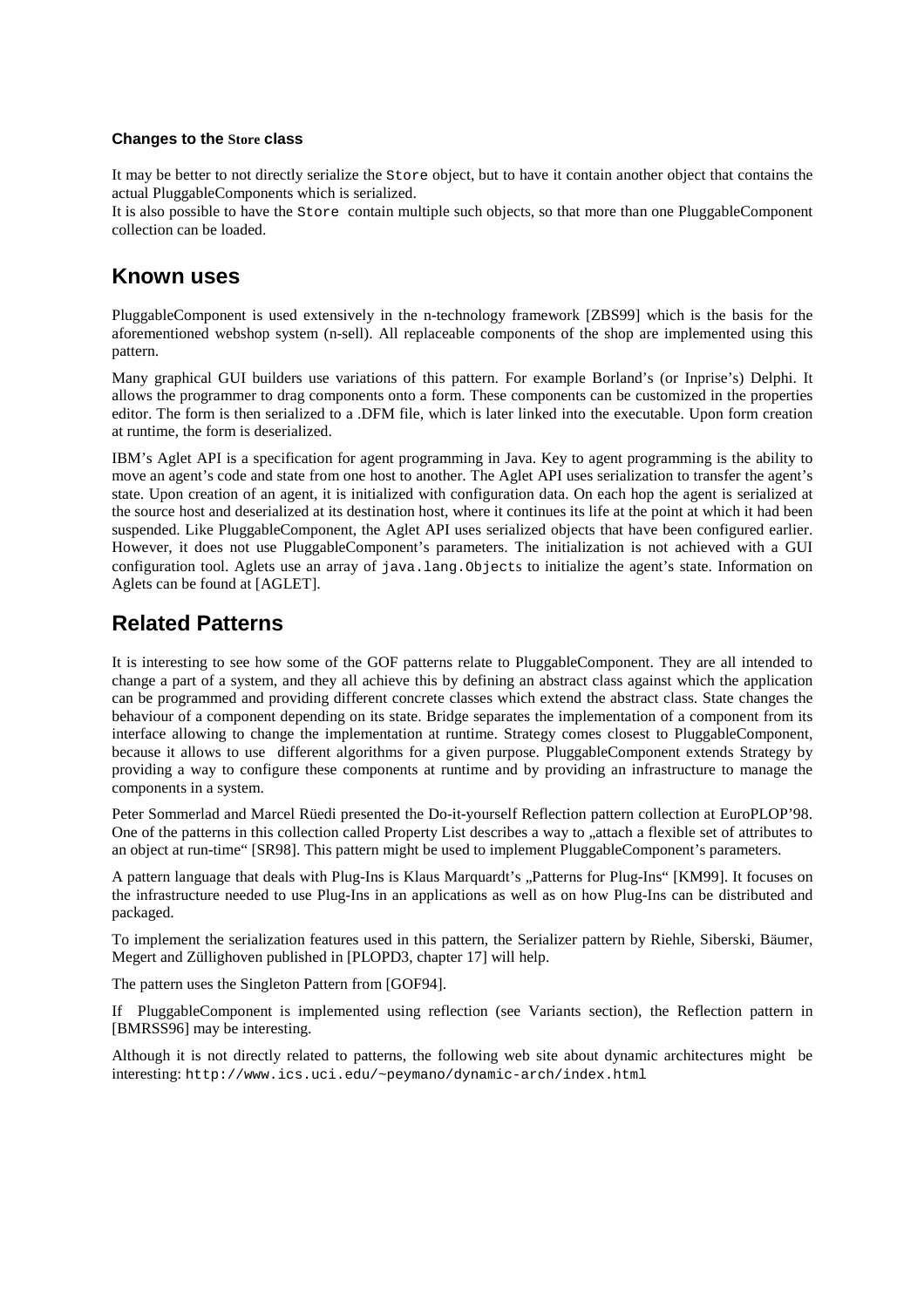#### Changes to the `Store` class

It may be better to not directly serialize the `Store` object, but to have it contain another object that contains the actual PluggableComponents which is serialized.
It is also possible to have the `Store` contain multiple such objects, so that more than one PluggableComponent collection can be loaded.

## Known uses

PluggableComponent is used extensively in the n-technology framework [ZBS99] which is the basis for the aforementioned webshop system (n-sell). All replaceable components of the shop are implemented using this pattern.

Many graphical GUI builders use variations of this pattern. For example Borland's (or Inprise's) Delphi. It allows the programmer to drag components onto a form. These components can be customized in the properties editor. The form is then serialized to a .DFM file, which is later linked into the executable. Upon form creation at runtime, the form is deserialized.

IBM's Aglet API is a specification for agent programming in Java. Key to agent programming is the ability to move an agent's code and state from one host to another. The Aglet API uses serialization to transfer the agent's state. Upon creation of an agent, it is initialized with configuration data. On each hop the agent is serialized at the source host and deserialized at its destination host, where it continues its life at the point at which it had been suspended. Like PluggableComponent, the Aglet API uses serialized objects that have been configured earlier. However, it does not use PluggableComponent's parameters. The initialization is not achieved with a GUI configuration tool. Aglets use an array of `java.lang.Objects` to initialize the agent's state. Information on Aglets can be found at [AGLET].

## Related Patterns

It is interesting to see how some of the GOF patterns relate to PluggableComponent. They are all intended to change a part of a system, and they all achieve this by defining an abstract class against which the application can be programmed and providing different concrete classes which extend the abstract class. State changes the behaviour of a component depending on its state. Bridge separates the implementation of a component from its interface allowing to change the implementation at runtime. Strategy comes closest to PluggableComponent, because it allows to use different algorithms for a given purpose. PluggableComponent extends Strategy by providing a way to configure these components at runtime and by providing an infrastructure to manage the components in a system.

Peter Sommerlad and Marcel Rüedi presented the Do-it-yourself Reflection pattern collection at EuroPLOP'98. One of the patterns in this collection called Property List describes a way to „attach a flexible set of attributes to an object at run-time" [SR98]. This pattern might be used to implement PluggableComponent's parameters.

A pattern language that deals with Plug-Ins is Klaus Marquardt's „Patterns for Plug-Ins" [KM99]. It focuses on the infrastructure needed to use Plug-Ins in an applications as well as on how Plug-Ins can be distributed and packaged.

To implement the serialization features used in this pattern, the Serializer pattern by Riehle, Siberski, Bäumer, Megert and Züllighoven published in [PLOPD3, chapter 17] will help.

The pattern uses the Singleton Pattern from [GOF94].

If PluggableComponent is implemented using reflection (see Variants section), the Reflection pattern in [BMRSS96] may be interesting.

Although it is not directly related to patterns, the following web site about dynamic architectures might be interesting: `http://www.ics.uci.edu/~peymano/dynamic-arch/index.html`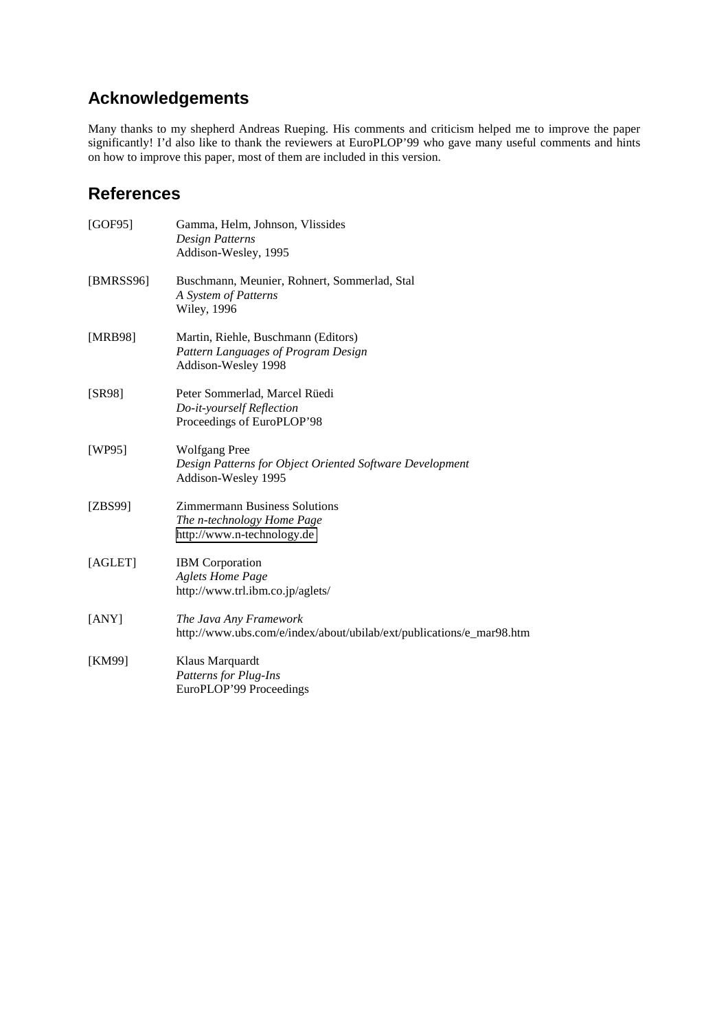## Acknowledgements

Many thanks to my shepherd Andreas Rueping. His comments and criticism helped me to improve the paper significantly! I'd also like to thank the reviewers at EuroPLOP'99 who gave many useful comments and hints on how to improve this paper, most of them are included in this version.

## References

[GOF95] Gamma, Helm, Johnson, Vlissides
*Design Patterns*
Addison-Wesley, 1995

[BMRSS96] Buschmann, Meunier, Rohnert, Sommerlad, Stal
*A System of Patterns*
Wiley, 1996

[MRB98] Martin, Riehle, Buschmann (Editors)
*Pattern Languages of Program Design*
Addison-Wesley 1998

[SR98] Peter Sommerlad, Marcel Rüedi
*Do-it-yourself Reflection*
Proceedings of EuroPLOP'98

[WP95] Wolfgang Pree
*Design Patterns for Object Oriented Software Development*
Addison-Wesley 1995

[ZBS99] Zimmermann Business Solutions
*The n-technology Home Page*
http://www.n-technology.de

[AGLET] IBM Corporation
*Aglets Home Page*
http://www.trl.ibm.co.jp/aglets/

[ANY] *The Java Any Framework*
http://www.ubs.com/e/index/about/ubilab/ext/publications/e_mar98.htm

[KM99] Klaus Marquardt
*Patterns for Plug-Ins*
EuroPLOP'99 Proceedings